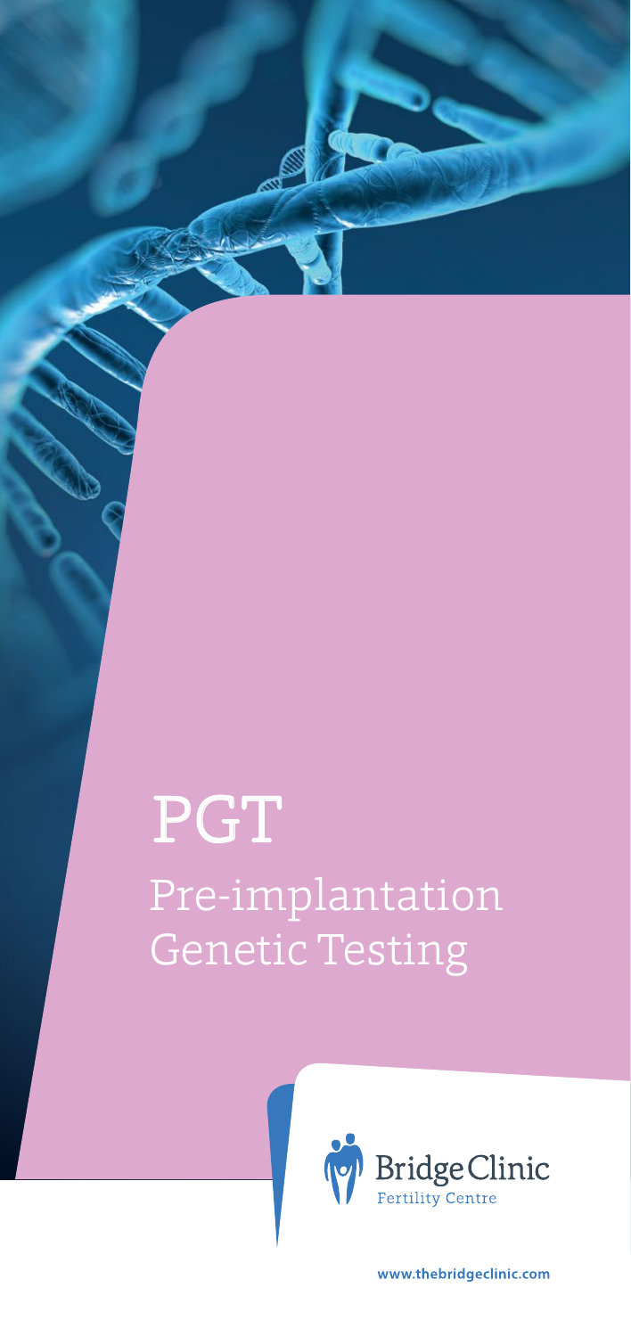# PGT

## Pre-implantation Genetic Testing

Bridge Clinic
Fertility Centre

www.thebridgeclinic.com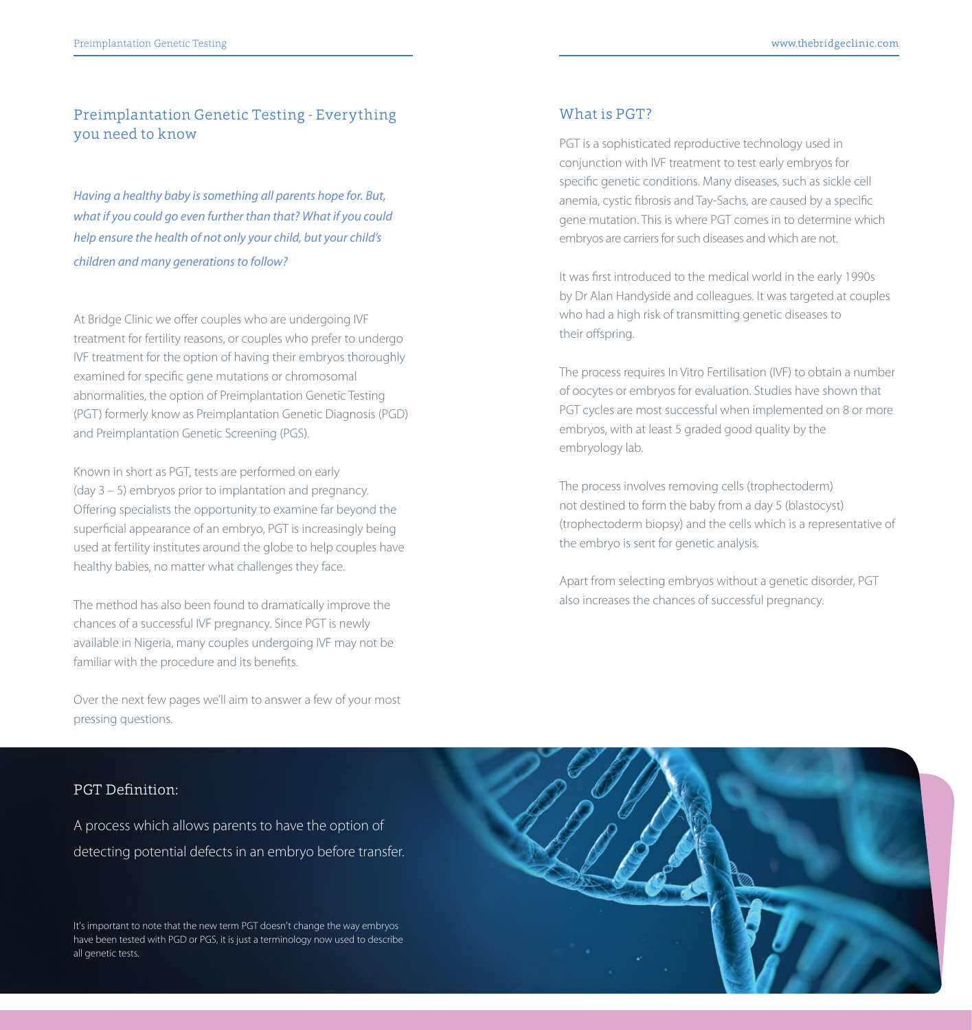## Preimplantation Genetic Testing - Everything you need to know

*Having a healthy baby is something all parents hope for. But, what if you could go even further than that? What if you could help ensure the health of not only your child, but your child's children and many generations to follow?*

At Bridge Clinic we offer couples who are undergoing IVF treatment for fertility reasons, or couples who prefer to undergo IVF treatment for the option of having their embryos thoroughly examined for specific gene mutations or chromosomal abnormalities, the option of Preimplantation Genetic Testing (PGT) formerly know as Preimplantation Genetic Diagnosis (PGD) and Preimplantation Genetic Screening (PGS).

Known in short as PGT, tests are performed on early (day 3 – 5) embryos prior to implantation and pregnancy. Offering specialists the opportunity to examine far beyond the superficial appearance of an embryo, PGT is increasingly being used at fertility institutes around the globe to help couples have healthy babies, no matter what challenges they face.

The method has also been found to dramatically improve the chances of a successful IVF pregnancy. Since PGT is newly available in Nigeria, many couples undergoing IVF may not be familiar with the procedure and its benefits.

Over the next few pages we'll aim to answer a few of your most pressing questions.

## What is PGT?

PGT is a sophisticated reproductive technology used in conjunction with IVF treatment to test early embryos for specific genetic conditions. Many diseases, such as sickle cell anemia, cystic fibrosis and Tay-Sachs, are caused by a specific gene mutation. This is where PGT comes in to determine which embryos are carriers for such diseases and which are not.

It was first introduced to the medical world in the early 1990s by Dr Alan Handyside and colleagues. It was targeted at couples who had a high risk of transmitting genetic diseases to their offspring.

The process requires In Vitro Fertilisation (IVF) to obtain a number of oocytes or embryos for evaluation. Studies have shown that PGT cycles are most successful when implemented on 8 or more embryos, with at least 5 graded good quality by the embryology lab.

The process involves removing cells (trophectoderm) not destined to form the baby from a day 5 (blastocyst) (trophectoderm biopsy) and the cells which is a representative of the embryo is sent for genetic analysis.

Apart from selecting embryos without a genetic disorder, PGT also increases the chances of successful pregnancy.

### PGT Definition:

A process which allows parents to have the option of detecting potential defects in an embryo before transfer.

It's important to note that the new term PGT doesn't change the way embryos have been tested with PGD or PGS, it is just a terminology now used to describe all genetic tests.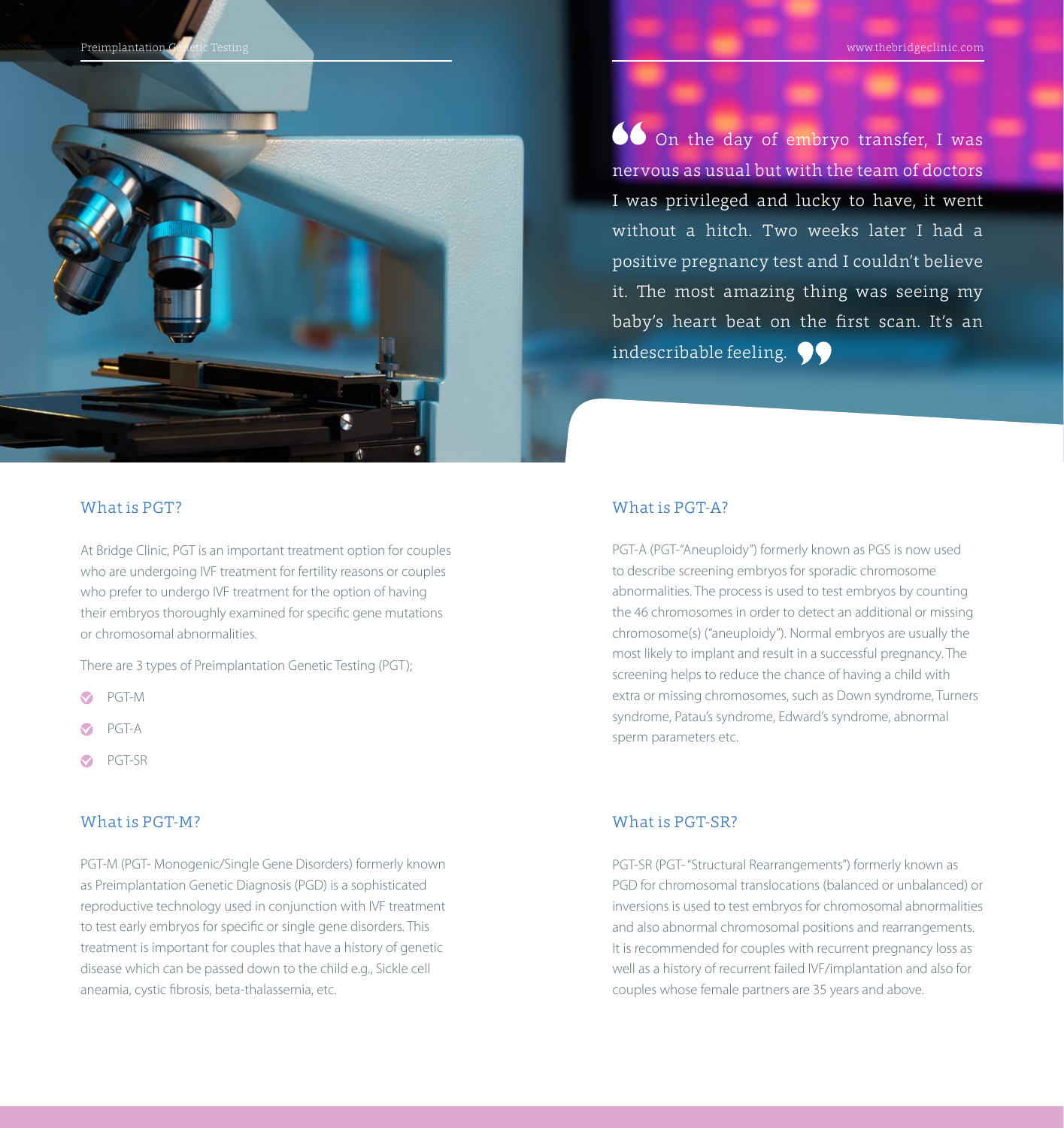> On the day of embryo transfer, I was nervous as usual but with the team of doctors I was privileged and lucky to have, it went without a hitch. Two weeks later I had a positive pregnancy test and I couldn't believe it. The most amazing thing was seeing my baby's heart beat on the first scan. It's an indescribable feeling.

## What is PGT?

At Bridge Clinic, PGT is an important treatment option for couples who are undergoing IVF treatment for fertility reasons or couples who prefer to undergo IVF treatment for the option of having their embryos thoroughly examined for specific gene mutations or chromosomal abnormalities.

There are 3 types of Preimplantation Genetic Testing (PGT);

- PGT-M
- PGT-A
- PGT-SR

## What is PGT-M?

PGT-M (PGT- Monogenic/Single Gene Disorders) formerly known as Preimplantation Genetic Diagnosis (PGD) is a sophisticated reproductive technology used in conjunction with IVF treatment to test early embryos for specific or single gene disorders. This treatment is important for couples that have a history of genetic disease which can be passed down to the child e.g., Sickle cell aneamia, cystic fibrosis, beta-thalassemia, etc.

## What is PGT-A?

PGT-A (PGT-"Aneuploidy") formerly known as PGS is now used to describe screening embryos for sporadic chromosome abnormalities. The process is used to test embryos by counting the 46 chromosomes in order to detect an additional or missing chromosome(s) ("aneuploidy"). Normal embryos are usually the most likely to implant and result in a successful pregnancy. The screening helps to reduce the chance of having a child with extra or missing chromosomes, such as Down syndrome, Turners syndrome, Patau's syndrome, Edward's syndrome, abnormal sperm parameters etc.

## What is PGT-SR?

PGT-SR (PGT- "Structural Rearrangements") formerly known as PGD for chromosomal translocations (balanced or unbalanced) or inversions is used to test embryos for chromosomal abnormalities and also abnormal chromosomal positions and rearrangements. It is recommended for couples with recurrent pregnancy loss as well as a history of recurrent failed IVF/implantation and also for couples whose female partners are 35 years and above.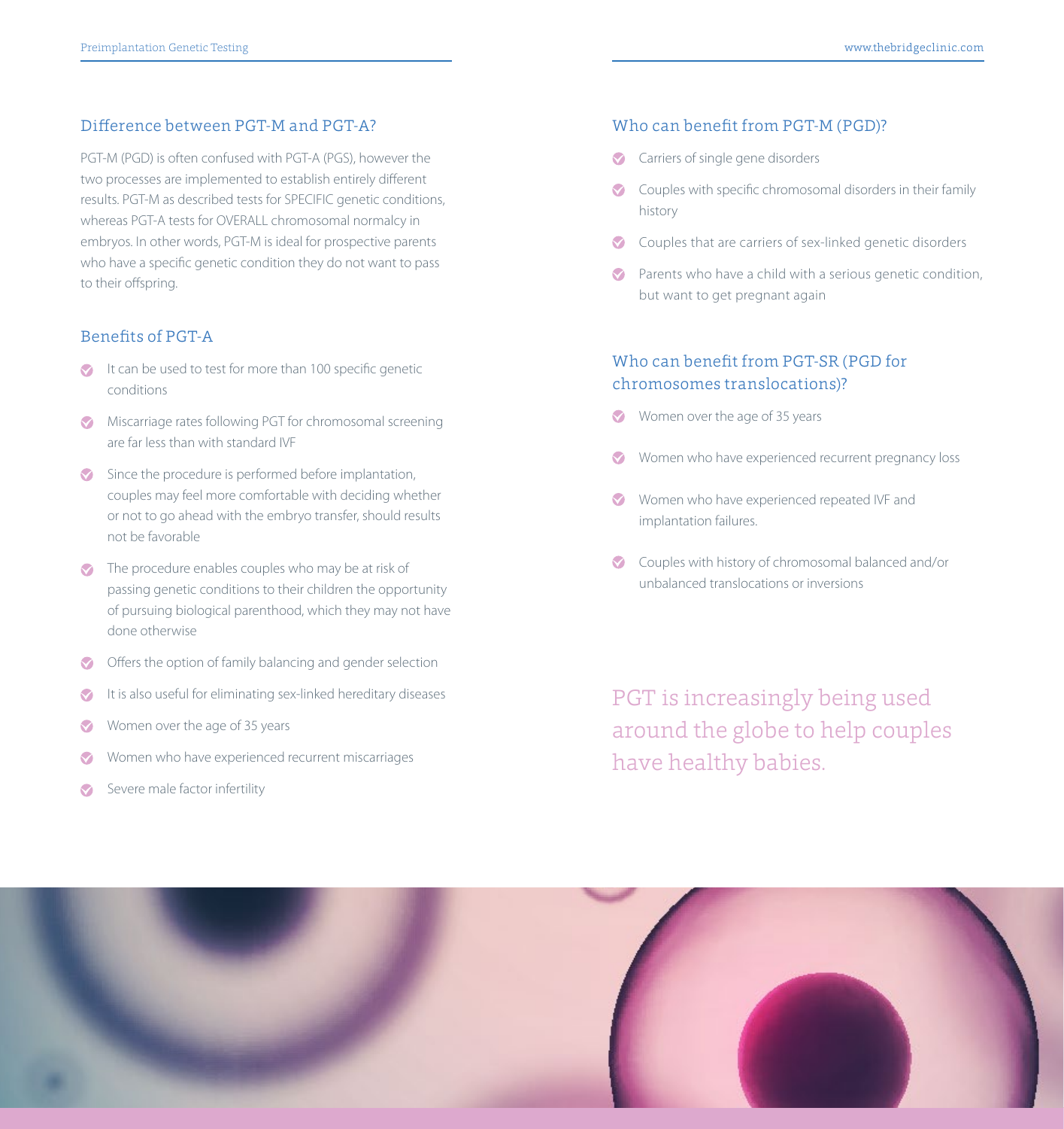## Difference between PGT-M and PGT-A?

PGT-M (PGD) is often confused with PGT-A (PGS), however the two processes are implemented to establish entirely different results. PGT-M as described tests for SPECIFIC genetic conditions, whereas PGT-A tests for OVERALL chromosomal normalcy in embryos. In other words, PGT-M is ideal for prospective parents who have a specific genetic condition they do not want to pass to their offspring.

## Benefits of PGT-A

- It can be used to test for more than 100 specific genetic conditions
- Miscarriage rates following PGT for chromosomal screening are far less than with standard IVF
- Since the procedure is performed before implantation, couples may feel more comfortable with deciding whether or not to go ahead with the embryo transfer, should results not be favorable
- The procedure enables couples who may be at risk of passing genetic conditions to their children the opportunity of pursuing biological parenthood, which they may not have done otherwise
- Offers the option of family balancing and gender selection
- It is also useful for eliminating sex-linked hereditary diseases
- Women over the age of 35 years
- Women who have experienced recurrent miscarriages
- Severe male factor infertility

## Who can benefit from PGT-M (PGD)?

- Carriers of single gene disorders
- Couples with specific chromosomal disorders in their family history
- Couples that are carriers of sex-linked genetic disorders
- Parents who have a child with a serious genetic condition, but want to get pregnant again

## Who can benefit from PGT-SR (PGD for chromosomes translocations)?

- Women over the age of 35 years
- Women who have experienced recurrent pregnancy loss
- Women who have experienced repeated IVF and implantation failures.
- Couples with history of chromosomal balanced and/or unbalanced translocations or inversions

PGT is increasingly being used around the globe to help couples have healthy babies.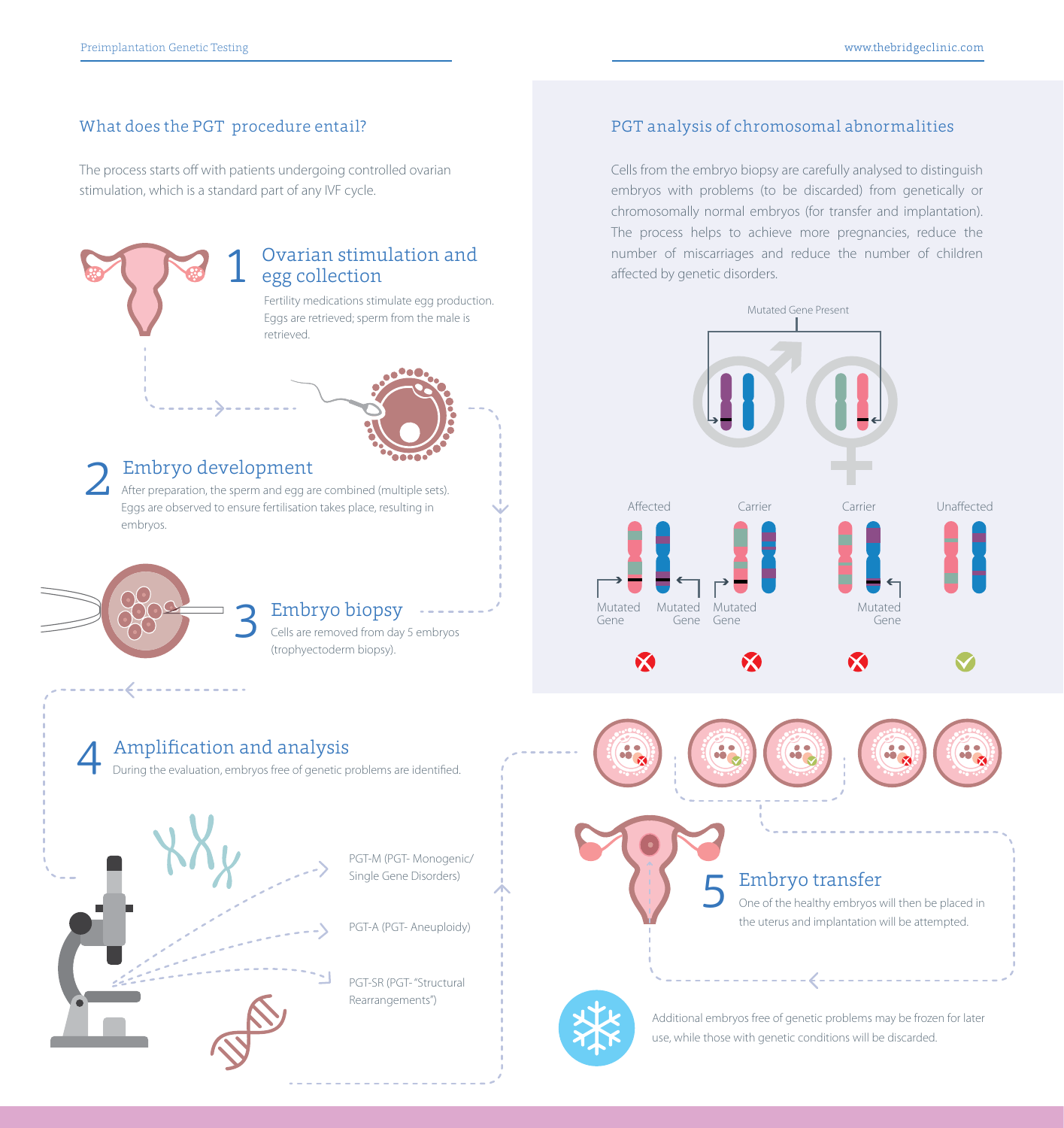## What does the PGT procedure entail?

The process starts off with patients undergoing controlled ovarian stimulation, which is a standard part of any IVF cycle.

### 1 Ovarian stimulation and egg collection

Fertility medications stimulate egg production. Eggs are retrieved; sperm from the male is retrieved.

### 2 Embryo development

After preparation, the sperm and egg are combined (multiple sets). Eggs are observed to ensure fertilisation takes place, resulting in embryos.

### 3 Embryo biopsy

Cells are removed from day 5 embryos (trophyectoderm biopsy).

### 4 Amplification and analysis

During the evaluation, embryos free of genetic problems are identified.

- PGT-M (PGT- Monogenic/ Single Gene Disorders)
- PGT-A (PGT- Aneuploidy)
- PGT-SR (PGT- "Structural Rearrangements")

## PGT analysis of chromosomal abnormalities

Cells from the embryo biopsy are carefully analysed to distinguish embryos with problems (to be discarded) from genetically or chromosomally normal embryos (for transfer and implantation). The process helps to achieve more pregnancies, reduce the number of miscarriages and reduce the number of children affected by genetic disorders.

Mutated Gene Present

Affected — Mutated Gene, Mutated Gene

Carrier — Mutated Gene

Carrier — Mutated Gene

Unaffected

### 5 Embryo transfer

One of the healthy embryos will then be placed in the uterus and implantation will be attempted.

Additional embryos free of genetic problems may be frozen for later use, while those with genetic conditions will be discarded.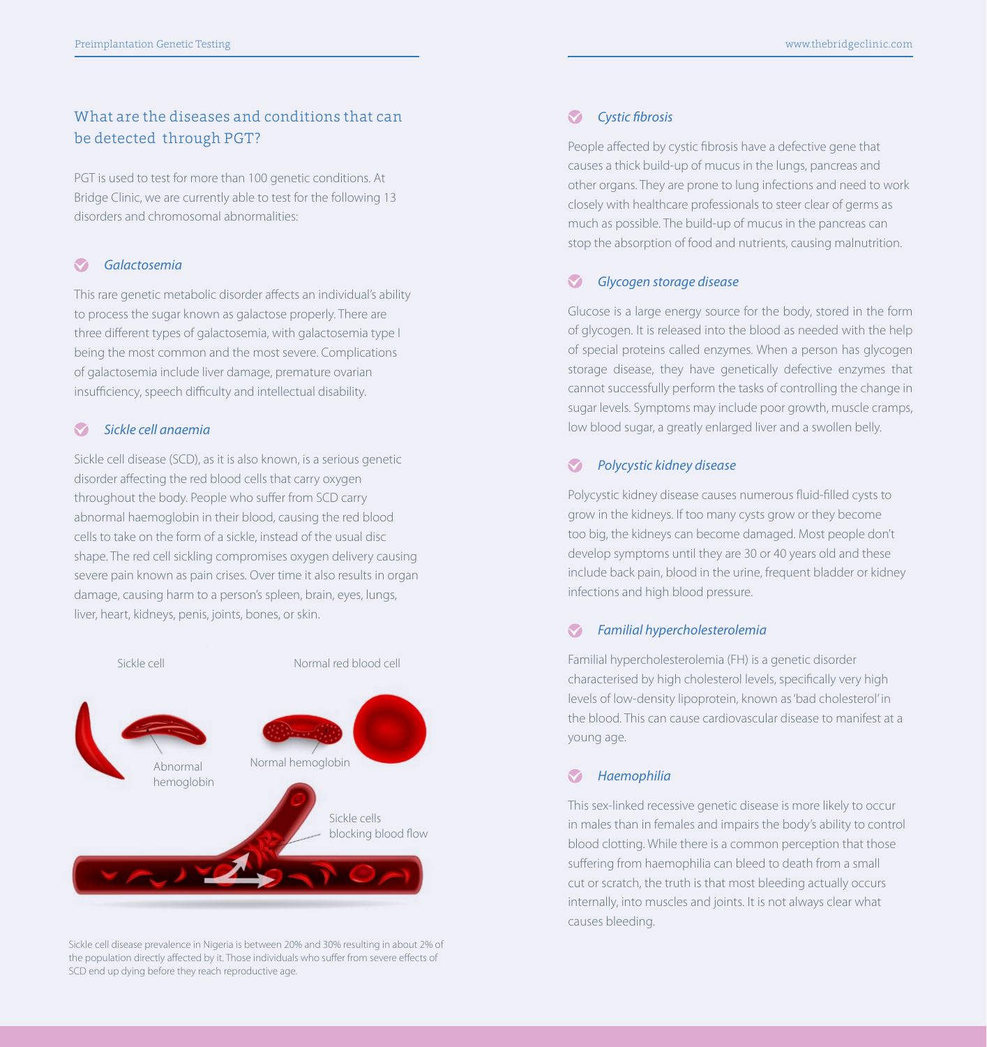## What are the diseases and conditions that can be detected through PGT?

PGT is used to test for more than 100 genetic conditions. At Bridge Clinic, we are currently able to test for the following 13 disorders and chromosomal abnormalities:

### *Galactosemia*

This rare genetic metabolic disorder affects an individual's ability to process the sugar known as galactose properly. There are three different types of galactosemia, with galactosemia type I being the most common and the most severe. Complications of galactosemia include liver damage, premature ovarian insufficiency, speech difficulty and intellectual disability.

### *Sickle cell anaemia*

Sickle cell disease (SCD), as it is also known, is a serious genetic disorder affecting the red blood cells that carry oxygen throughout the body. People who suffer from SCD carry abnormal haemoglobin in their blood, causing the red blood cells to take on the form of a sickle, instead of the usual disc shape. The red cell sickling compromises oxygen delivery causing severe pain known as pain crises. Over time it also results in organ damage, causing harm to a person's spleen, brain, eyes, lungs, liver, heart, kidneys, penis, joints, bones, or skin.

Sickle cell

Normal red blood cell

Abnormal hemoglobin

Normal hemoglobin

Sickle cells blocking blood flow

Sickle cell disease prevalence in Nigeria is between 20% and 30% resulting in about 2% of the population directly affected by it. Those individuals who suffer from severe effects of SCD end up dying before they reach reproductive age.

### *Cystic fibrosis*

People affected by cystic fibrosis have a defective gene that causes a thick build-up of mucus in the lungs, pancreas and other organs. They are prone to lung infections and need to work closely with healthcare professionals to steer clear of germs as much as possible. The build-up of mucus in the pancreas can stop the absorption of food and nutrients, causing malnutrition.

### *Glycogen storage disease*

Glucose is a large energy source for the body, stored in the form of glycogen. It is released into the blood as needed with the help of special proteins called enzymes. When a person has glycogen storage disease, they have genetically defective enzymes that cannot successfully perform the tasks of controlling the change in sugar levels. Symptoms may include poor growth, muscle cramps, low blood sugar, a greatly enlarged liver and a swollen belly.

### *Polycystic kidney disease*

Polycystic kidney disease causes numerous fluid-filled cysts to grow in the kidneys. If too many cysts grow or they become too big, the kidneys can become damaged. Most people don't develop symptoms until they are 30 or 40 years old and these include back pain, blood in the urine, frequent bladder or kidney infections and high blood pressure.

### *Familial hypercholesterolemia*

Familial hypercholesterolemia (FH) is a genetic disorder characterised by high cholesterol levels, specifically very high levels of low-density lipoprotein, known as 'bad cholesterol' in the blood. This can cause cardiovascular disease to manifest at a young age.

### *Haemophilia*

This sex-linked recessive genetic disease is more likely to occur in males than in females and impairs the body's ability to control blood clotting. While there is a common perception that those suffering from haemophilia can bleed to death from a small cut or scratch, the truth is that most bleeding actually occurs internally, into muscles and joints. It is not always clear what causes bleeding.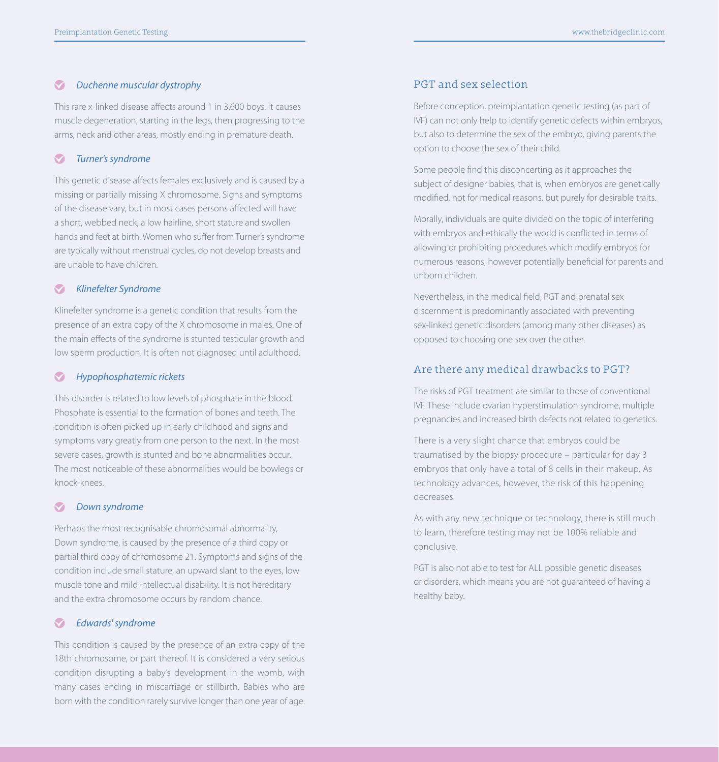### *Duchenne muscular dystrophy*

This rare x-linked disease affects around 1 in 3,600 boys. It causes muscle degeneration, starting in the legs, then progressing to the arms, neck and other areas, mostly ending in premature death.

### *Turner's syndrome*

This genetic disease affects females exclusively and is caused by a missing or partially missing X chromosome. Signs and symptoms of the disease vary, but in most cases persons affected will have a short, webbed neck, a low hairline, short stature and swollen hands and feet at birth. Women who suffer from Turner's syndrome are typically without menstrual cycles, do not develop breasts and are unable to have children.

### *Klinefelter Syndrome*

Klinefelter syndrome is a genetic condition that results from the presence of an extra copy of the X chromosome in males. One of the main effects of the syndrome is stunted testicular growth and low sperm production. It is often not diagnosed until adulthood.

### *Hypophosphatemic rickets*

This disorder is related to low levels of phosphate in the blood. Phosphate is essential to the formation of bones and teeth. The condition is often picked up in early childhood and signs and symptoms vary greatly from one person to the next. In the most severe cases, growth is stunted and bone abnormalities occur. The most noticeable of these abnormalities would be bowlegs or knock-knees.

### *Down syndrome*

Perhaps the most recognisable chromosomal abnormality, Down syndrome, is caused by the presence of a third copy or partial third copy of chromosome 21. Symptoms and signs of the condition include small stature, an upward slant to the eyes, low muscle tone and mild intellectual disability. It is not hereditary and the extra chromosome occurs by random chance.

### *Edwards' syndrome*

This condition is caused by the presence of an extra copy of the 18th chromosome, or part thereof. It is considered a very serious condition disrupting a baby's development in the womb, with many cases ending in miscarriage or stillbirth. Babies who are born with the condition rarely survive longer than one year of age.

## PGT and sex selection

Before conception, preimplantation genetic testing (as part of IVF) can not only help to identify genetic defects within embryos, but also to determine the sex of the embryo, giving parents the option to choose the sex of their child.

Some people find this disconcerting as it approaches the subject of designer babies, that is, when embryos are genetically modified, not for medical reasons, but purely for desirable traits.

Morally, individuals are quite divided on the topic of interfering with embryos and ethically the world is conflicted in terms of allowing or prohibiting procedures which modify embryos for numerous reasons, however potentially beneficial for parents and unborn children.

Nevertheless, in the medical field, PGT and prenatal sex discernment is predominantly associated with preventing sex-linked genetic disorders (among many other diseases) as opposed to choosing one sex over the other.

## Are there any medical drawbacks to PGT?

The risks of PGT treatment are similar to those of conventional IVF. These include ovarian hyperstimulation syndrome, multiple pregnancies and increased birth defects not related to genetics.

There is a very slight chance that embryos could be traumatised by the biopsy procedure – particular for day 3 embryos that only have a total of 8 cells in their makeup. As technology advances, however, the risk of this happening decreases.

As with any new technique or technology, there is still much to learn, therefore testing may not be 100% reliable and conclusive.

PGT is also not able to test for ALL possible genetic diseases or disorders, which means you are not guaranteed of having a healthy baby.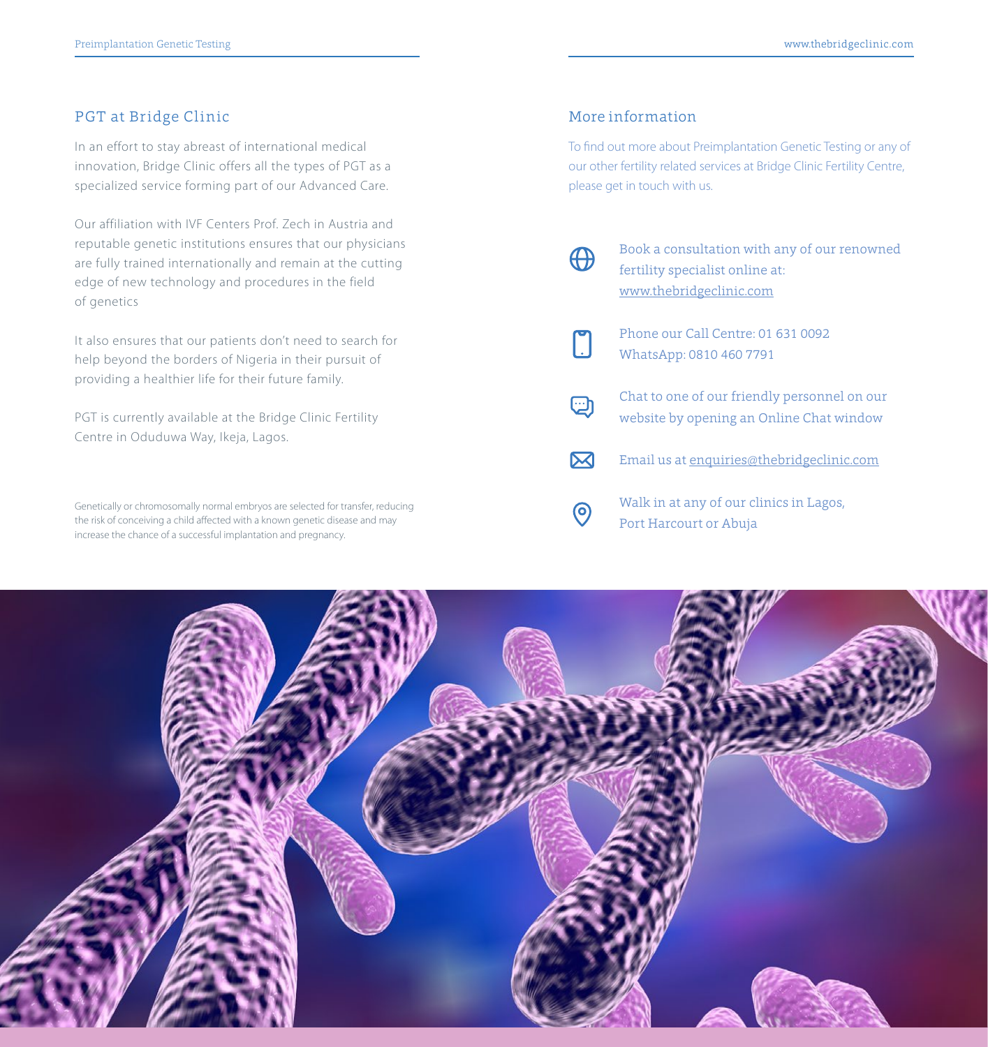## PGT at Bridge Clinic

In an effort to stay abreast of international medical innovation, Bridge Clinic offers all the types of PGT as a specialized service forming part of our Advanced Care.

Our affiliation with IVF Centers Prof. Zech in Austria and reputable genetic institutions ensures that our physicians are fully trained internationally and remain at the cutting edge of new technology and procedures in the field of genetics

It also ensures that our patients don't need to search for help beyond the borders of Nigeria in their pursuit of providing a healthier life for their future family.

PGT is currently available at the Bridge Clinic Fertility Centre in Oduduwa Way, Ikeja, Lagos.

Genetically or chromosomally normal embryos are selected for transfer, reducing the risk of conceiving a child affected with a known genetic disease and may increase the chance of a successful implantation and pregnancy.

## More information

To find out more about Preimplantation Genetic Testing or any of our other fertility related services at Bridge Clinic Fertility Centre, please get in touch with us.

- Book a consultation with any of our renowned fertility specialist online at: www.thebridgeclinic.com
- Phone our Call Centre: 01 631 0092
  WhatsApp: 0810 460 7791
- Chat to one of our friendly personnel on our website by opening an Online Chat window
- Email us at enquiries@thebridgeclinic.com
- Walk in at any of our clinics in Lagos, Port Harcourt or Abuja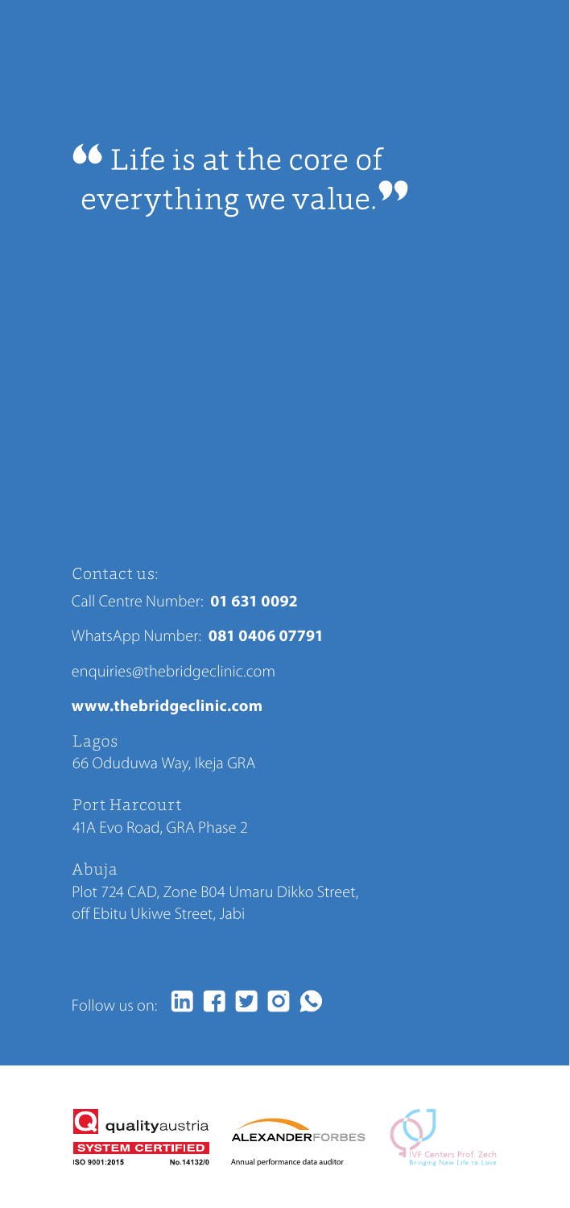“Life is at the core of everything we value.”

Contact us:

Call Centre Number: **01 631 0092**

WhatsApp Number: **081 0406 07791**

enquiries@thebridgeclinic.com

**www.thebridgeclinic.com**

Lagos
66 Oduduwa Way, Ikeja GRA

Port Harcourt
41A Evo Road, GRA Phase 2

Abuja
Plot 724 CAD, Zone B04 Umaru Dikko Street,
off Ebitu Ukiwe Street, Jabi

Follow us on:

qualityaustria
SYSTEM CERTIFIED
ISO 9001:2015 No.14132/0

ALEXANDERFORBES
Annual performance data auditor

IVF Centers Prof. Zech
Bringing New Life to Love